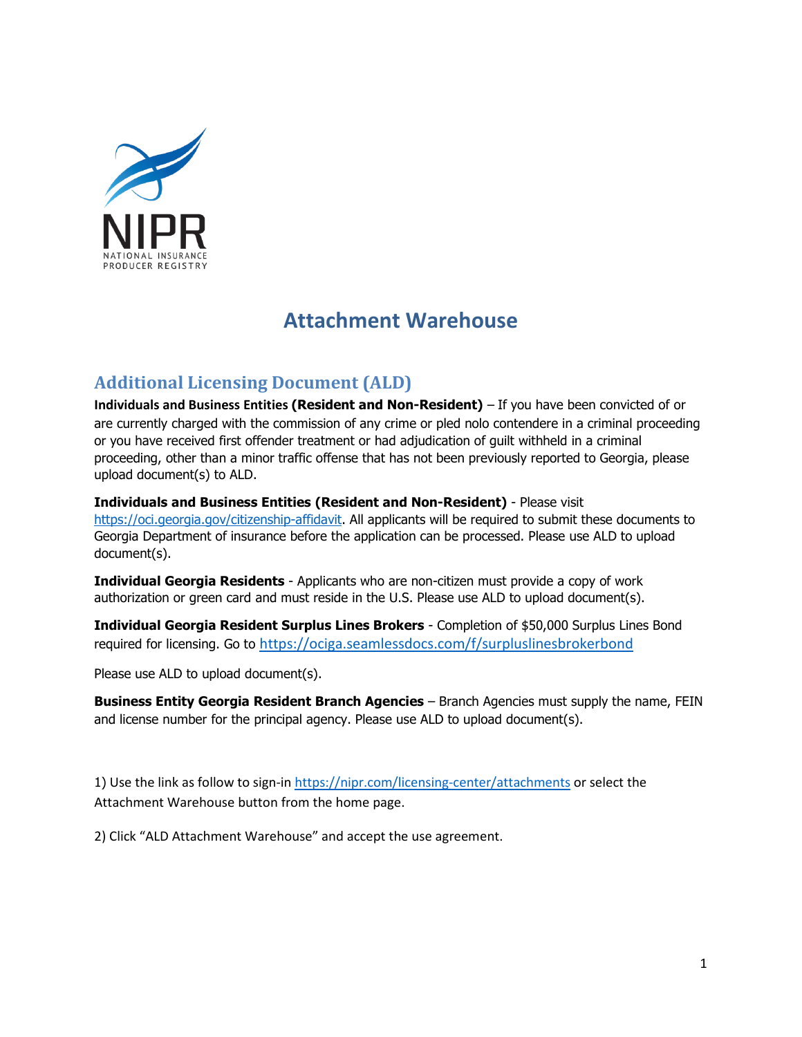# Attachment Warehouse

## Additional Licensing Document (ALD)

**Individuals and Business Entities (Resident and Non-Resident)** – If you have been convicted of or are currently charged with the commission of any crime or pled nolo contendere in a criminal proceeding or you have received first offender treatment or had adjudication of guilt withheld in a criminal proceeding, other than a minor traffic offense that has not been previously reported to Georgia, please upload document(s) to ALD.

**Individuals and Business Entities (Resident and Non-Resident)** - Please visit https://oci.georgia.gov/citizenship-affidavit. All applicants will be required to submit these documents to Georgia Department of insurance before the application can be processed. Please use ALD to upload document(s).

**Individual Georgia Residents** - Applicants who are non-citizen must provide a copy of work authorization or green card and must reside in the U.S. Please use ALD to upload document(s).

**Individual Georgia Resident Surplus Lines Brokers** - Completion of $50,000 Surplus Lines Bond required for licensing. Go to https://ociga.seamlessdocs.com/f/surpluslinesbrokerbond

Please use ALD to upload document(s).

**Business Entity Georgia Resident Branch Agencies** – Branch Agencies must supply the name, FEIN and license number for the principal agency. Please use ALD to upload document(s).

1) Use the link as follow to sign-in https://nipr.com/licensing-center/attachments or select the Attachment Warehouse button from the home page.

2) Click "ALD Attachment Warehouse" and accept the use agreement.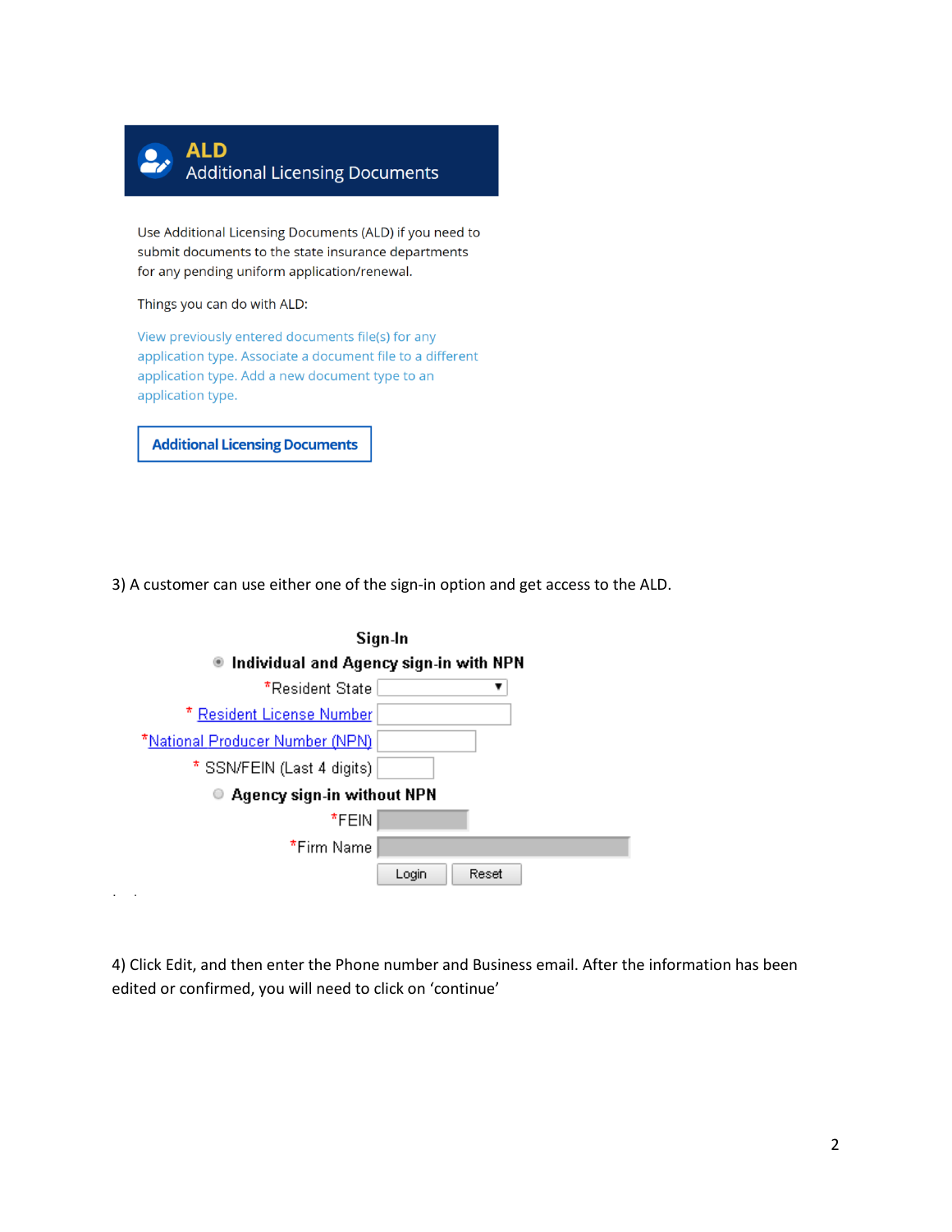**ALD**
Additional Licensing Documents

Use Additional Licensing Documents (ALD) if you need to submit documents to the state insurance departments for any pending uniform application/renewal.

Things you can do with ALD:

View previously entered documents file(s) for any application type. Associate a document file to a different application type. Add a new document type to an application type.

**Additional Licensing Documents**

3) A customer can use either one of the sign-in option and get access to the ALD.

**Sign-In**

**Individual and Agency sign-in with NPN**

*Resident State

* Resident License Number

*National Producer Number (NPN)

* SSN/FEIN (Last 4 digits)

**Agency sign-in without NPN**

*FEIN

*Firm Name

Login | Reset

4) Click Edit, and then enter the Phone number and Business email. After the information has been edited or confirmed, you will need to click on 'continue'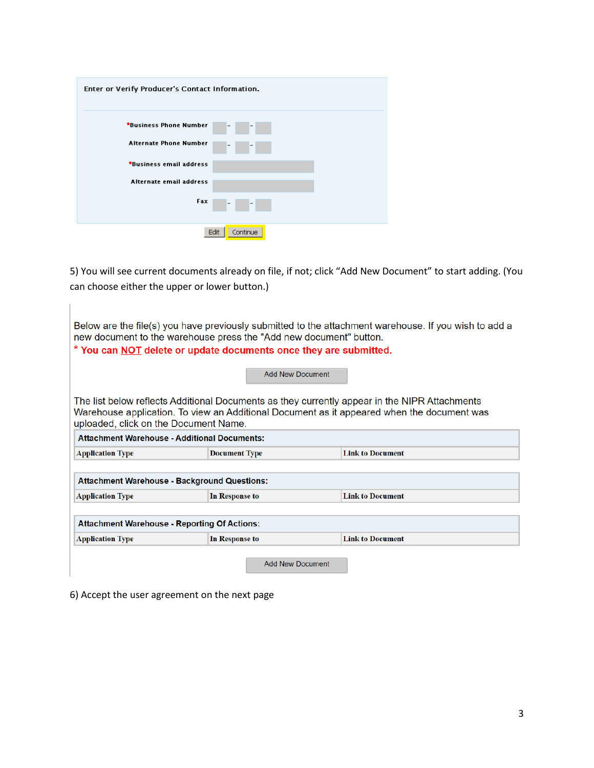Enter or Verify Producer's Contact Information.

*Business Phone Number

Alternate Phone Number

*Business email address

Alternate email address

Fax

Edit | Continue

5) You will see current documents already on file, if not; click "Add New Document" to start adding. (You can choose either the upper or lower button.)

Below are the file(s) you have previously submitted to the attachment warehouse. If you wish to add a new document to the warehouse press the "Add new document" button.

**\* You can NOT delete or update documents once they are submitted.**

Add New Document

The list below reflects Additional Documents as they currently appear in the NIPR Attachments Warehouse application. To view an Additional Document as it appeared when the document was uploaded, click on the Document Name.

| Attachment Warehouse - Additional Documents: | | |
|---|---|---|
| Application Type | Document Type | Link to Document |

| Attachment Warehouse - Background Questions: | | |
|---|---|---|
| Application Type | In Response to | Link to Document |

| Attachment Warehouse - Reporting Of Actions: | | |
|---|---|---|
| Application Type | In Response to | Link to Document |

Add New Document

6) Accept the user agreement on the next page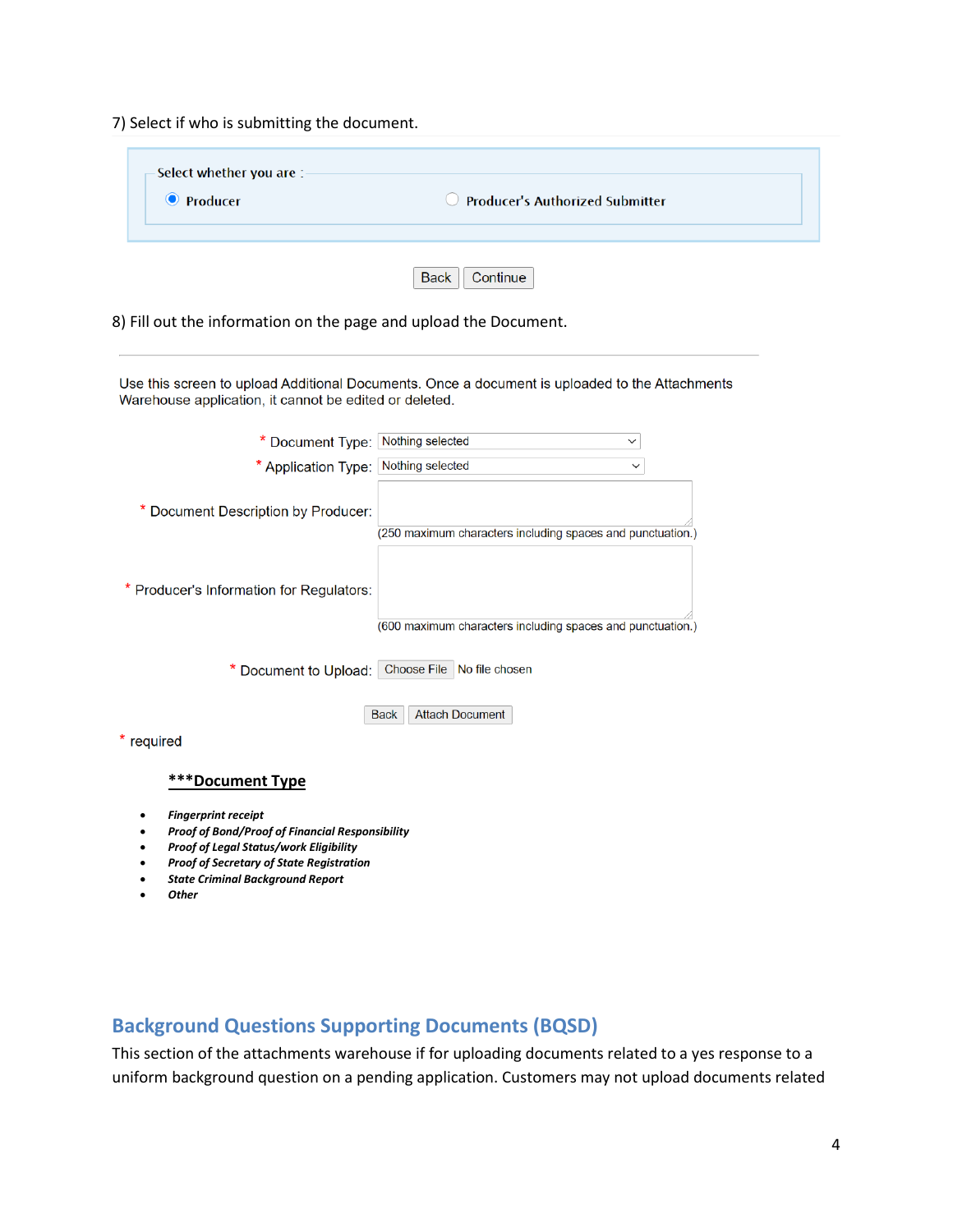7) Select if who is submitting the document.

Select whether you are :

- (selected) Producer
- Producer's Authorized Submitter

Back | Continue

8) Fill out the information on the page and upload the Document.

Use this screen to upload Additional Documents. Once a document is uploaded to the Attachments Warehouse application, it cannot be edited or deleted.

\* Document Type: Nothing selected

\* Application Type: Nothing selected

\* Document Description by Producer:

(250 maximum characters including spaces and punctuation.)

\* Producer's Information for Regulators:

(600 maximum characters including spaces and punctuation.)

\* Document to Upload: Choose File No file chosen

Back | Attach Document

\* required

***Document Type***

- ***Fingerprint receipt***
- ***Proof of Bond/Proof of Financial Responsibility***
- ***Proof of Legal Status/work Eligibility***
- ***Proof of Secretary of State Registration***
- ***State Criminal Background Report***
- ***Other***

## Background Questions Supporting Documents (BQSD)

This section of the attachments warehouse if for uploading documents related to a yes response to a uniform background question on a pending application. Customers may not upload documents related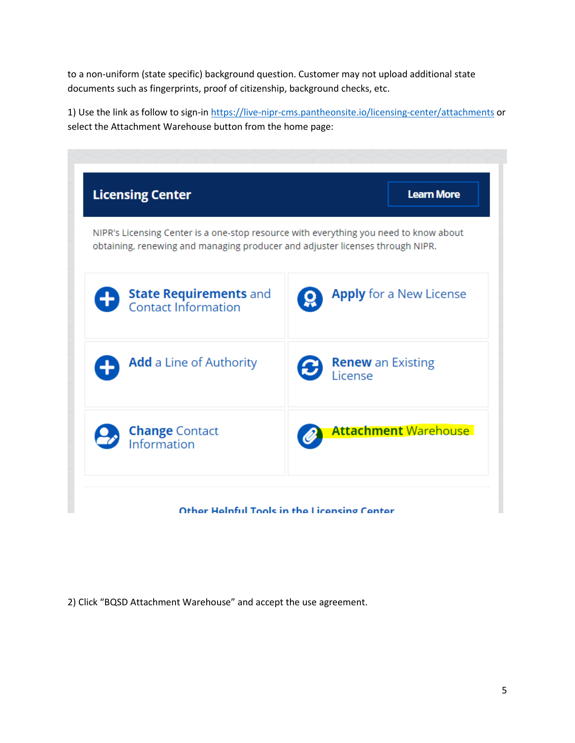to a non-uniform (state specific) background question. Customer may not upload additional state documents such as fingerprints, proof of citizenship, background checks, etc.

1) Use the link as follow to sign-in [https://live-nipr-cms.pantheonsite.io/licensing-center/attachments](https://live-nipr-cms.pantheonsite.io/licensing-center/attachments) or select the Attachment Warehouse button from the home page:

**Licensing Center** | Learn More

NIPR's Licensing Center is a one-stop resource with everything you need to know about obtaining, renewing and managing producer and adjuster licenses through NIPR.

- **State Requirements** and Contact Information
- **Apply** for a New License
- **Add** a Line of Authority
- **Renew** an Existing License
- **Change** Contact Information
- **Attachment** Warehouse

Other Helpful Tools in the Licensing Center

2) Click "BQSD Attachment Warehouse" and accept the use agreement.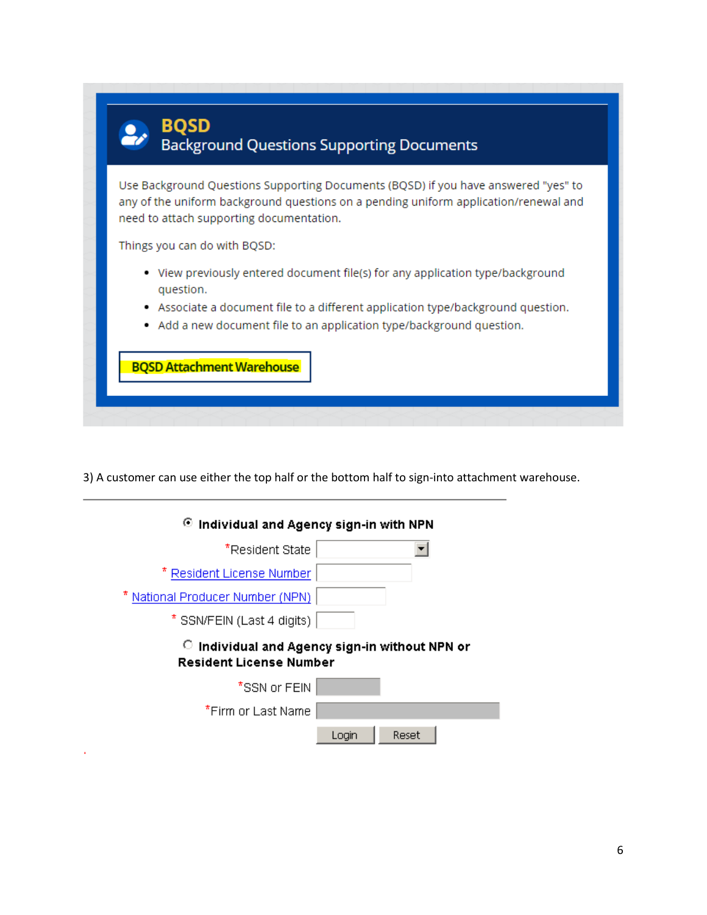## BQSD
### Background Questions Supporting Documents

Use Background Questions Supporting Documents (BQSD) if you have answered "yes" to any of the uniform background questions on a pending uniform application/renewal and need to attach supporting documentation.

Things you can do with BQSD:

- View previously entered document file(s) for any application type/background question.
- Associate a document file to a different application type/background question.
- Add a new document file to an application type/background question.

**BQSD Attachment Warehouse**

3) A customer can use either the top half or the bottom half to sign-into attachment warehouse.

---

**Individual and Agency sign-in with NPN**

*Resident State

* Resident License Number

* National Producer Number (NPN)

* SSN/FEIN (Last 4 digits)

**Individual and Agency sign-in without NPN or Resident License Number**

*SSN or FEIN

*Firm or Last Name

Login Reset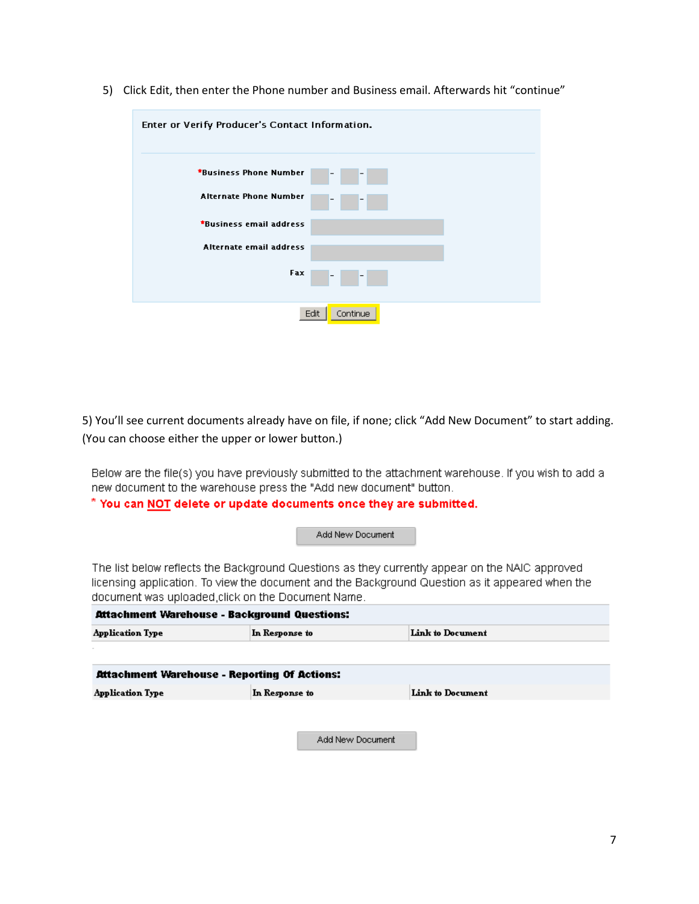5) Click Edit, then enter the Phone number and Business email. Afterwards hit "continue"

**Enter or Verify Producer's Contact Information.**

*Business Phone Number ___ - ___ - ___

Alternate Phone Number ___ - ___ - ___

*Business email address ________

Alternate email address ________

Fax ___ - ___ - ___

[Edit] [Continue]

5) You'll see current documents already have on file, if none; click "Add New Document" to start adding. (You can choose either the upper or lower button.)

Below are the file(s) you have previously submitted to the attachment warehouse. If you wish to add a new document to the warehouse press the "Add new document" button.

* **You can NOT delete or update documents once they are submitted.**

[Add New Document]

The list below reflects the Background Questions as they currently appear on the NAIC approved licensing application. To view the document and the Background Question as it appeared when the document was uploaded,click on the Document Name.

**Attachment Warehouse - Background Questions:**

| Application Type | In Response to | Link to Document |
| --- | --- | --- |

**Attachment Warehouse - Reporting Of Actions:**

| Application Type | In Response to | Link to Document |
| --- | --- | --- |

[Add New Document]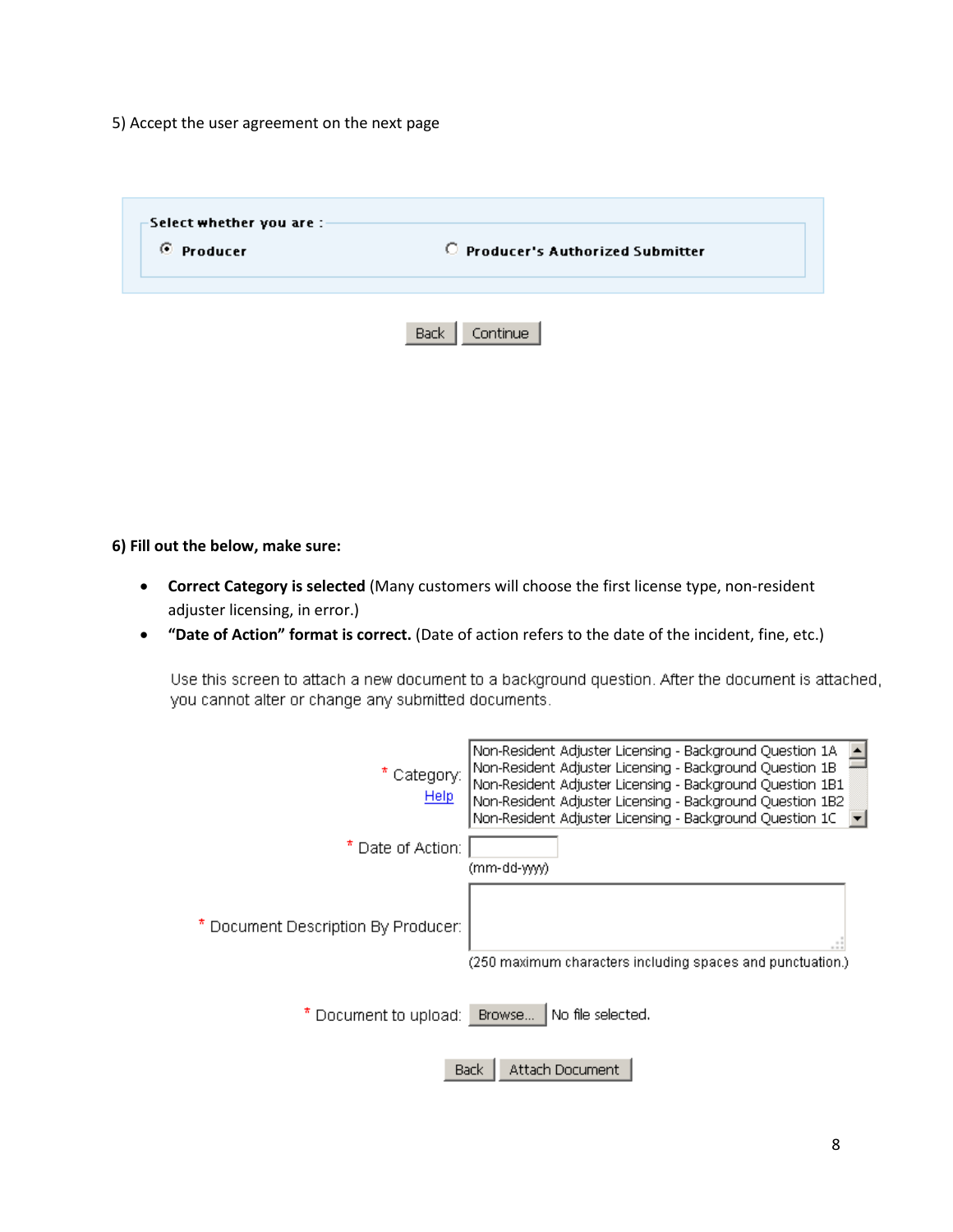5) Accept the user agreement on the next page

Select whether you are :

- (•) Producer
- ( ) Producer's Authorized Submitter

Back | Continue

**6) Fill out the below, make sure:**

- **Correct Category is selected** (Many customers will choose the first license type, non-resident adjuster licensing, in error.)
- **"Date of Action" format is correct.** (Date of action refers to the date of the incident, fine, etc.)

Use this screen to attach a new document to a background question. After the document is attached, you cannot alter or change any submitted documents.

\* Category: Help

- Non-Resident Adjuster Licensing - Background Question 1A
- Non-Resident Adjuster Licensing - Background Question 1B
- Non-Resident Adjuster Licensing - Background Question 1B1
- Non-Resident Adjuster Licensing - Background Question 1B2
- Non-Resident Adjuster Licensing - Background Question 1C

\* Date of Action: (mm-dd-yyyy)

\* Document Description By Producer: (250 maximum characters including spaces and punctuation.)

\* Document to upload: Browse... No file selected.

Back | Attach Document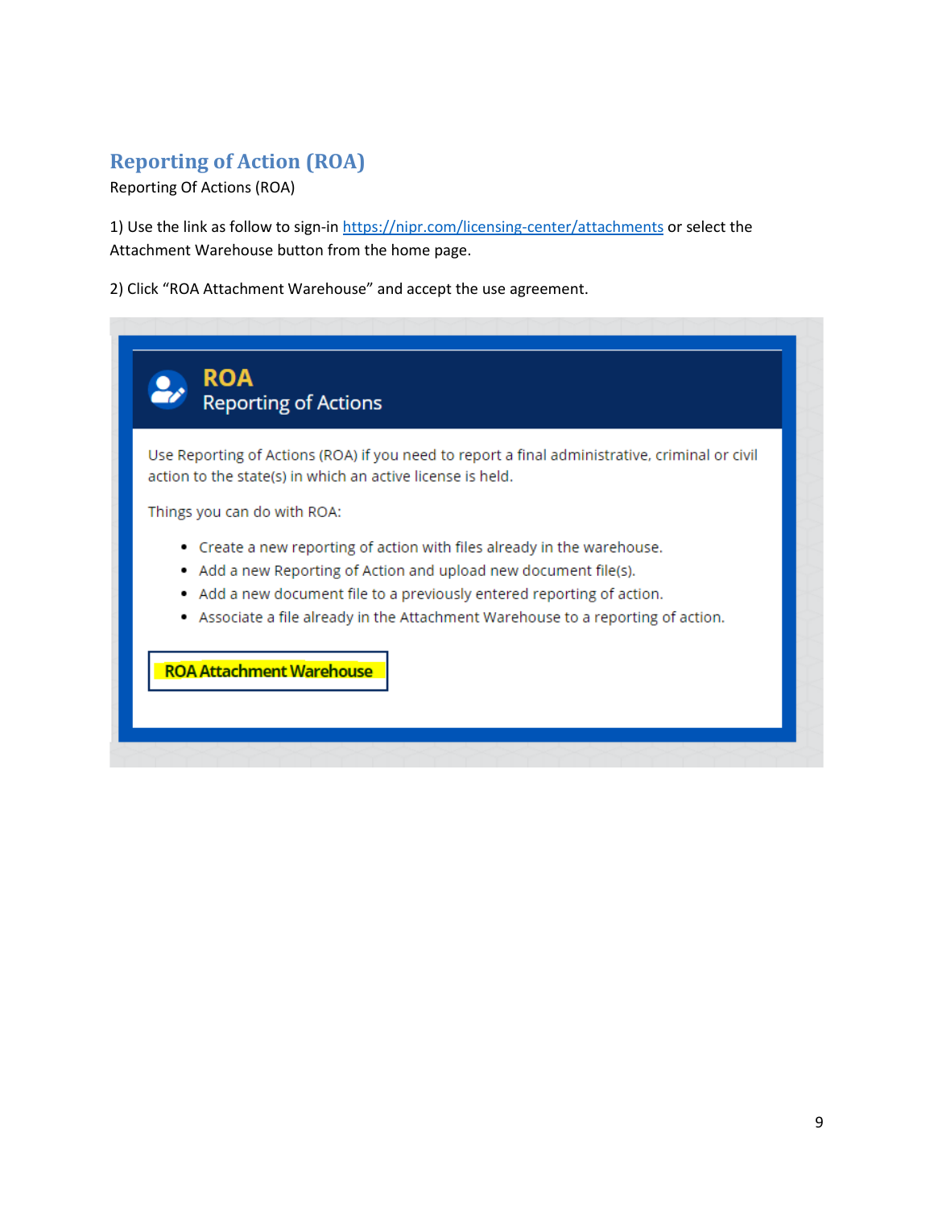## Reporting of Action (ROA)

Reporting Of Actions (ROA)

1) Use the link as follow to sign-in https://nipr.com/licensing-center/attachments or select the Attachment Warehouse button from the home page.

2) Click "ROA Attachment Warehouse" and accept the use agreement.

**ROA**
Reporting of Actions

Use Reporting of Actions (ROA) if you need to report a final administrative, criminal or civil action to the state(s) in which an active license is held.

Things you can do with ROA:

- Create a new reporting of action with files already in the warehouse.
- Add a new Reporting of Action and upload new document file(s).
- Add a new document file to a previously entered reporting of action.
- Associate a file already in the Attachment Warehouse to a reporting of action.

**ROA Attachment Warehouse**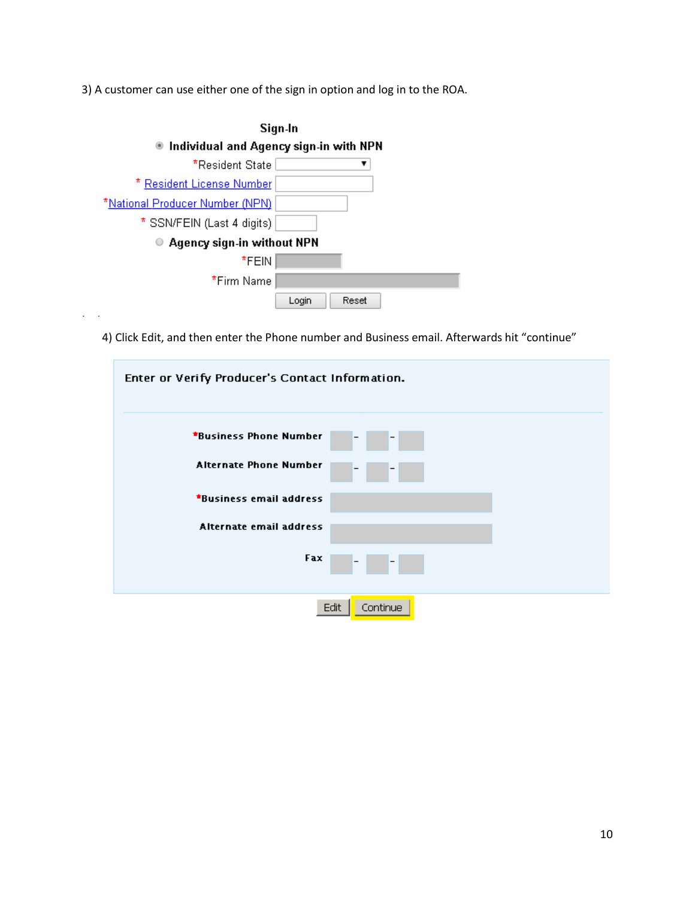3) A customer can use either one of the sign in option and log in to the ROA.

**Sign-In**

◉ **Individual and Agency sign-in with NPN**

*Resident State

* Resident License Number

*National Producer Number (NPN)

* SSN/FEIN (Last 4 digits)

○ **Agency sign-in without NPN**

*FEIN

*Firm Name

Login Reset

4) Click Edit, and then enter the Phone number and Business email. Afterwards hit "continue"

**Enter or Verify Producer's Contact Information.**

***Business Phone Number** ___ - ___ - ___

**Alternate Phone Number** ___ - ___ - ___

***Business email address**

**Alternate email address**

**Fax** ___ - ___ - ___

Edit Continue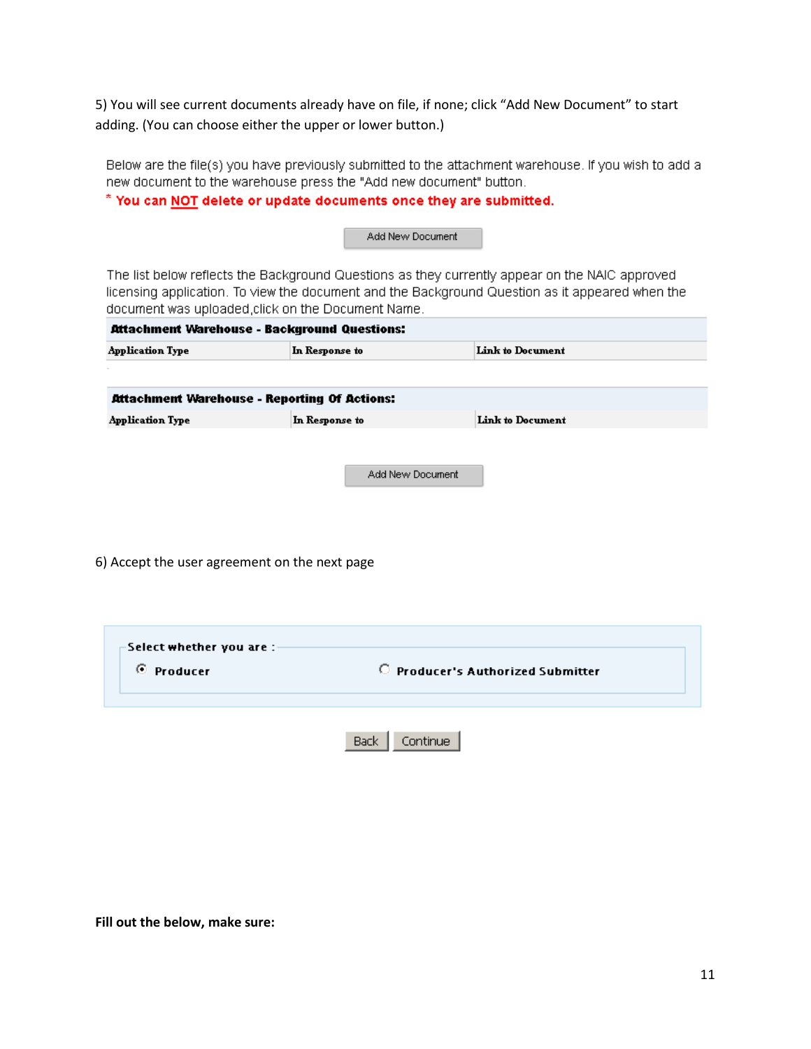5) You will see current documents already have on file, if none; click “Add New Document” to start adding. (You can choose either the upper or lower button.)

Below are the file(s) you have previously submitted to the attachment warehouse. If you wish to add a new document to the warehouse press the "Add new document" button.

* **You can NOT delete or update documents once they are submitted.**

Add New Document

The list below reflects the Background Questions as they currently appear on the NAIC approved licensing application. To view the document and the Background Question as it appeared when the document was uploaded,click on the Document Name.

**Attachment Warehouse - Background Questions:**

| Application Type | In Response to | Link to Document |
|---|---|---|

**Attachment Warehouse - Reporting Of Actions:**

| Application Type | In Response to | Link to Document |
|---|---|---|

Add New Document

6) Accept the user agreement on the next page

Select whether you are :

- (•) Producer
- ( ) Producer's Authorized Submitter

Back | Continue

**Fill out the below, make sure:**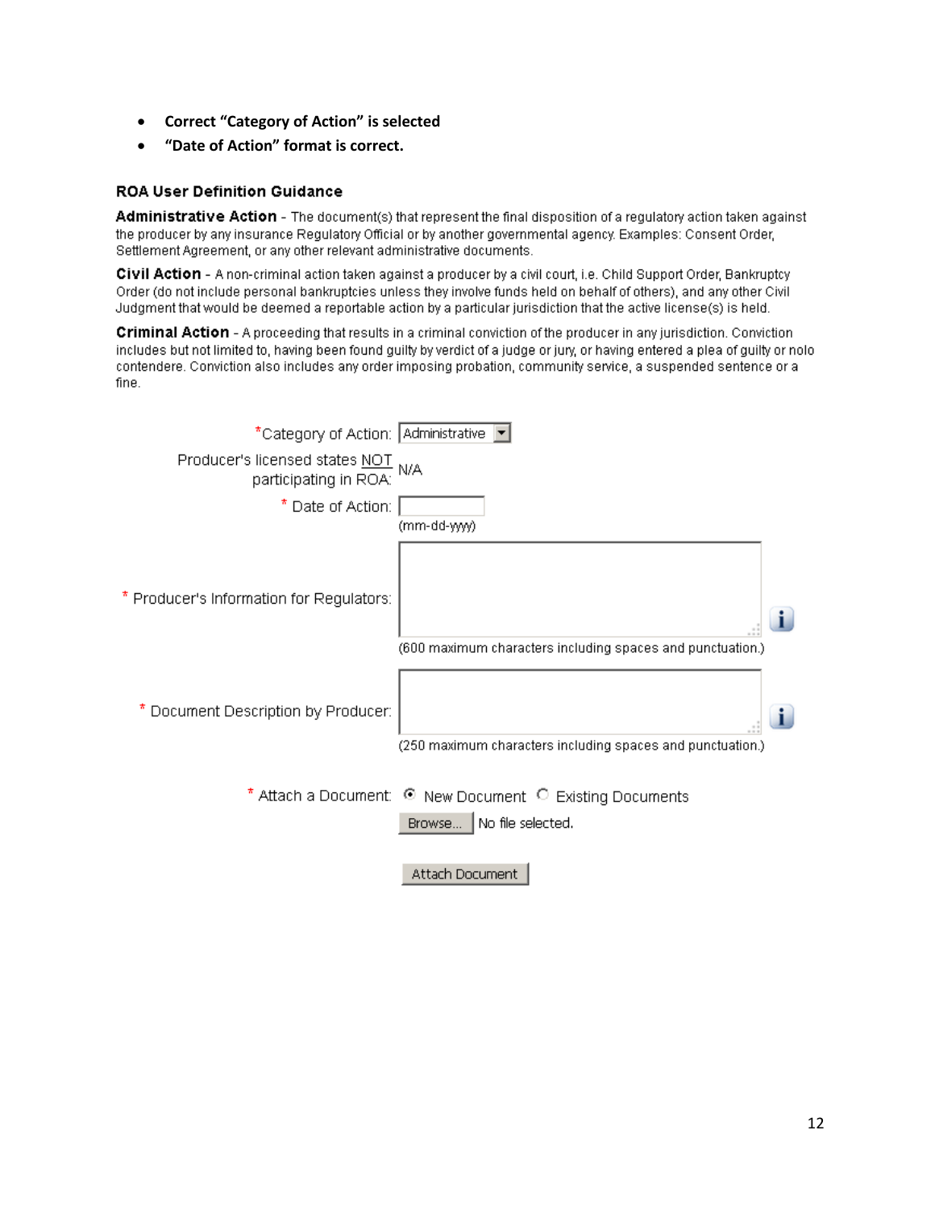- **Correct "Category of Action" is selected**
- **"Date of Action" format is correct.**

**ROA User Definition Guidance**

**Administrative Action** - The document(s) that represent the final disposition of a regulatory action taken against the producer by any insurance Regulatory Official or by another governmental agency. Examples: Consent Order, Settlement Agreement, or any other relevant administrative documents.

**Civil Action** - A non-criminal action taken against a producer by a civil court, i.e. Child Support Order, Bankruptcy Order (do not include personal bankruptcies unless they involve funds held on behalf of others), and any other Civil Judgment that would be deemed a reportable action by a particular jurisdiction that the active license(s) is held.

**Criminal Action** - A proceeding that results in a criminal conviction of the producer in any jurisdiction. Conviction includes but not limited to, having been found guilty by verdict of a judge or jury, or having entered a plea of guilty or nolo contendere. Conviction also includes any order imposing probation, community service, a suspended sentence or a fine.

*Category of Action: Administrative

Producer's licensed states NOT participating in ROA: N/A

\* Date of Action: (mm-dd-yyy)

\* Producer's Information for Regulators: (600 maximum characters including spaces and punctuation.)

\* Document Description by Producer: (250 maximum characters including spaces and punctuation.)

\* Attach a Document: New Document / Existing Documents

Browse... No file selected.

Attach Document